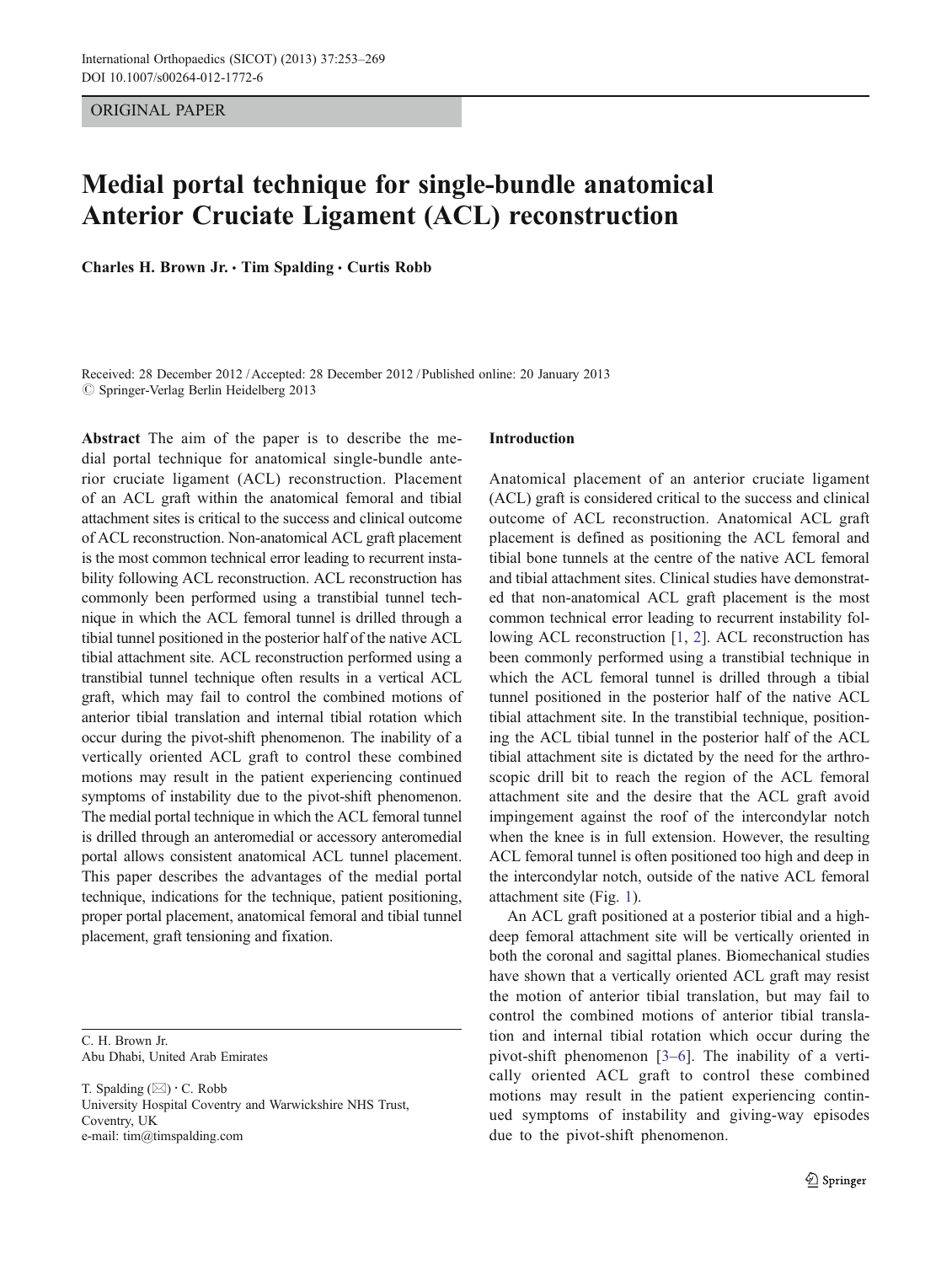ORIGINAL PAPER

# Medial portal technique for single-bundle anatomical Anterior Cruciate Ligament (ACL) reconstruction

**Charles H. Brown Jr. · Tim Spalding · Curtis Robb**

Received: 28 December 2012 / Accepted: 28 December 2012 / Published online: 20 January 2013
© Springer-Verlag Berlin Heidelberg 2013

**Abstract** The aim of the paper is to describe the medial portal technique for anatomical single-bundle anterior cruciate ligament (ACL) reconstruction. Placement of an ACL graft within the anatomical femoral and tibial attachment sites is critical to the success and clinical outcome of ACL reconstruction. Non-anatomical ACL graft placement is the most common technical error leading to recurrent instability following ACL reconstruction. ACL reconstruction has commonly been performed using a transtibial tunnel technique in which the ACL femoral tunnel is drilled through a tibial tunnel positioned in the posterior half of the native ACL tibial attachment site. ACL reconstruction performed using a transtibial tunnel technique often results in a vertical ACL graft, which may fail to control the combined motions of anterior tibial translation and internal tibial rotation which occur during the pivot-shift phenomenon. The inability of a vertically oriented ACL graft to control these combined motions may result in the patient experiencing continued symptoms of instability due to the pivot-shift phenomenon. The medial portal technique in which the ACL femoral tunnel is drilled through an anteromedial or accessory anteromedial portal allows consistent anatomical ACL tunnel placement. This paper describes the advantages of the medial portal technique, indications for the technique, patient positioning, proper portal placement, anatomical femoral and tibial tunnel placement, graft tensioning and fixation.

C. H. Brown Jr.
Abu Dhabi, United Arab Emirates

T. Spalding (✉) · C. Robb
University Hospital Coventry and Warwickshire NHS Trust, Coventry, UK
e-mail: tim@timspalding.com

## Introduction

Anatomical placement of an anterior cruciate ligament (ACL) graft is considered critical to the success and clinical outcome of ACL reconstruction. Anatomical ACL graft placement is defined as positioning the ACL femoral and tibial bone tunnels at the centre of the native ACL femoral and tibial attachment sites. Clinical studies have demonstrated that non-anatomical ACL graft placement is the most common technical error leading to recurrent instability following ACL reconstruction [1, 2]. ACL reconstruction has been commonly performed using a transtibial technique in which the ACL femoral tunnel is drilled through a tibial tunnel positioned in the posterior half of the native ACL tibial attachment site. In the transtibial technique, positioning the ACL tibial tunnel in the posterior half of the ACL tibial attachment site is dictated by the need for the arthroscopic drill bit to reach the region of the ACL femoral attachment site and the desire that the ACL graft avoid impingement against the roof of the intercondylar notch when the knee is in full extension. However, the resulting ACL femoral tunnel is often positioned too high and deep in the intercondylar notch, outside of the native ACL femoral attachment site (Fig. 1).

An ACL graft positioned at a posterior tibial and a high-deep femoral attachment site will be vertically oriented in both the coronal and sagittal planes. Biomechanical studies have shown that a vertically oriented ACL graft may resist the motion of anterior tibial translation, but may fail to control the combined motions of anterior tibial translation and internal tibial rotation which occur during the pivot-shift phenomenon [3–6]. The inability of a vertically oriented ACL graft to control these combined motions may result in the patient experiencing continued symptoms of instability and giving-way episodes due to the pivot-shift phenomenon.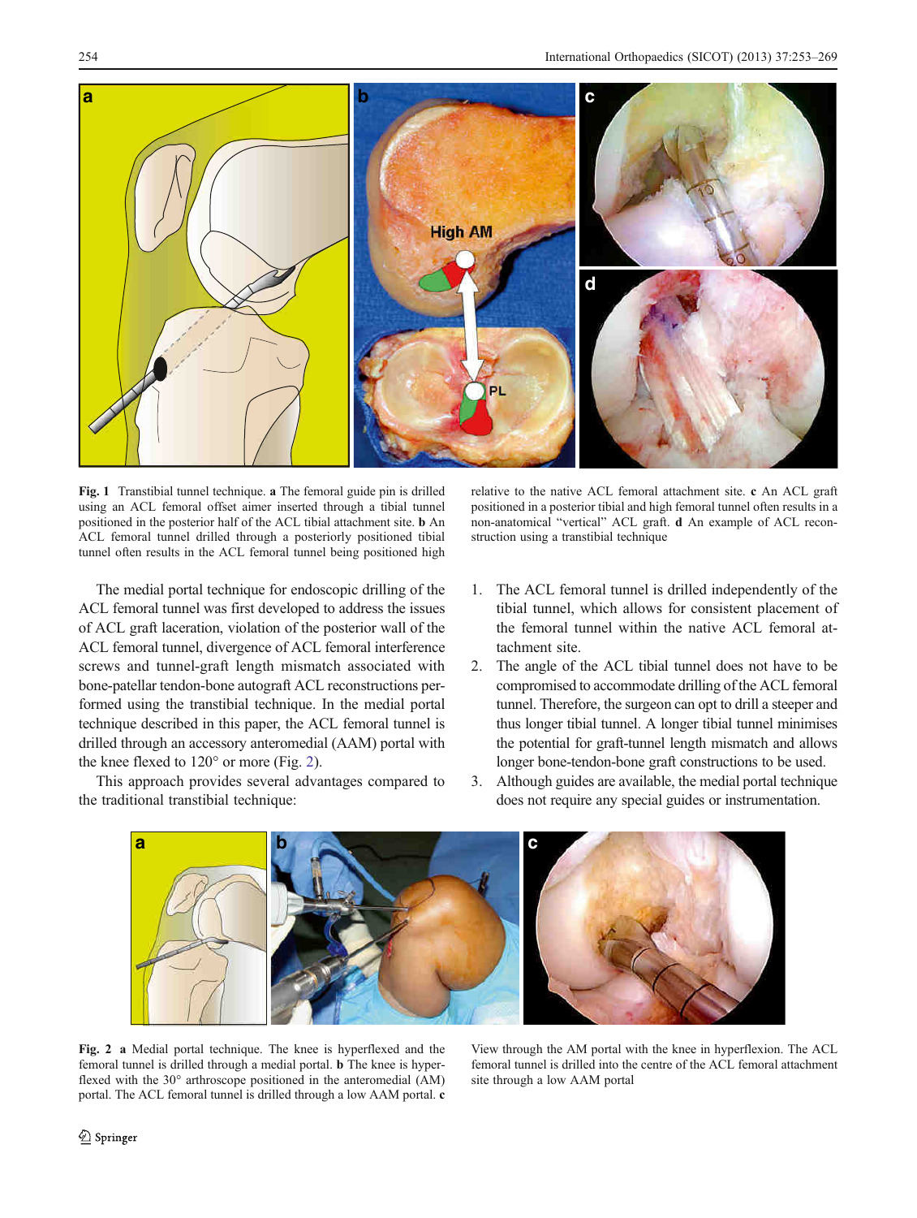**Fig. 1** Transtibial tunnel technique. **a** The femoral guide pin is drilled using an ACL femoral offset aimer inserted through a tibial tunnel positioned in the posterior half of the ACL tibial attachment site. **b** An ACL femoral tunnel drilled through a posteriorly positioned tibial tunnel often results in the ACL femoral tunnel being positioned high relative to the native ACL femoral attachment site. **c** An ACL graft positioned in a posterior tibial and high femoral tunnel often results in a non-anatomical "vertical" ACL graft. **d** An example of ACL reconstruction using a transtibial technique

The medial portal technique for endoscopic drilling of the ACL femoral tunnel was first developed to address the issues of ACL graft laceration, violation of the posterior wall of the ACL femoral tunnel, divergence of ACL femoral interference screws and tunnel-graft length mismatch associated with bone-patellar tendon-bone autograft ACL reconstructions performed using the transtibial technique. In the medial portal technique described in this paper, the ACL femoral tunnel is drilled through an accessory anteromedial (AAM) portal with the knee flexed to 120° or more (Fig. 2).

This approach provides several advantages compared to the traditional transtibial technique:

1. The ACL femoral tunnel is drilled independently of the tibial tunnel, which allows for consistent placement of the femoral tunnel within the native ACL femoral attachment site.
2. The angle of the ACL tibial tunnel does not have to be compromised to accommodate drilling of the ACL femoral tunnel. Therefore, the surgeon can opt to drill a steeper and thus longer tibial tunnel. A longer tibial tunnel minimises the potential for graft-tunnel length mismatch and allows longer bone-tendon-bone graft constructions to be used.
3. Although guides are available, the medial portal technique does not require any special guides or instrumentation.

**Fig. 2** **a** Medial portal technique. The knee is hyperflexed and the femoral tunnel is drilled through a medial portal. **b** The knee is hyperflexed with the 30° arthroscope positioned in the anteromedial (AM) portal. The ACL femoral tunnel is drilled through a low AAM portal. **c** View through the AM portal with the knee in hyperflexion. The ACL femoral tunnel is drilled into the centre of the ACL femoral attachment site through a low AAM portal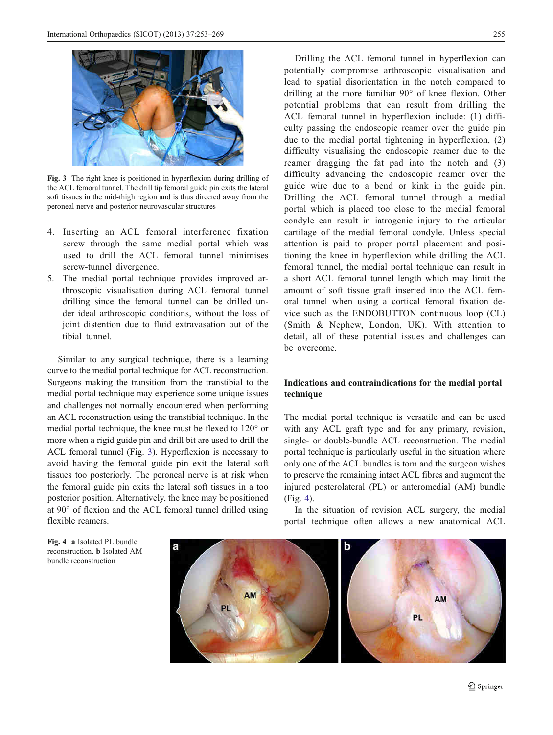Fig. 3 The right knee is positioned in hyperflexion during drilling of the ACL femoral tunnel. The drill tip femoral guide pin exits the lateral soft tissues in the mid-thigh region and is thus directed away from the peroneal nerve and posterior neurovascular structures

4. Inserting an ACL femoral interference fixation screw through the same medial portal which was used to drill the ACL femoral tunnel minimises screw-tunnel divergence.
5. The medial portal technique provides improved arthroscopic visualisation during ACL femoral tunnel drilling since the femoral tunnel can be drilled under ideal arthroscopic conditions, without the loss of joint distention due to fluid extravasation out of the tibial tunnel.

Similar to any surgical technique, there is a learning curve to the medial portal technique for ACL reconstruction. Surgeons making the transition from the transtibial to the medial portal technique may experience some unique issues and challenges not normally encountered when performing an ACL reconstruction using the transtibial technique. In the medial portal technique, the knee must be flexed to 120° or more when a rigid guide pin and drill bit are used to drill the ACL femoral tunnel (Fig. 3). Hyperflexion is necessary to avoid having the femoral guide pin exit the lateral soft tissues too posteriorly. The peroneal nerve is at risk when the femoral guide pin exits the lateral soft tissues in a too posterior position. Alternatively, the knee may be positioned at 90° of flexion and the ACL femoral tunnel drilled using flexible reamers.

Drilling the ACL femoral tunnel in hyperflexion can potentially compromise arthroscopic visualisation and lead to spatial disorientation in the notch compared to drilling at the more familiar 90° of knee flexion. Other potential problems that can result from drilling the ACL femoral tunnel in hyperflexion include: (1) difficulty passing the endoscopic reamer over the guide pin due to the medial portal tightening in hyperflexion, (2) difficulty visualising the endoscopic reamer due to the reamer dragging the fat pad into the notch and (3) difficulty advancing the endoscopic reamer over the guide wire due to a bend or kink in the guide pin. Drilling the ACL femoral tunnel through a medial portal which is placed too close to the medial femoral condyle can result in iatrogenic injury to the articular cartilage of the medial femoral condyle. Unless special attention is paid to proper portal placement and positioning the knee in hyperflexion while drilling the ACL femoral tunnel, the medial portal technique can result in a short ACL femoral tunnel length which may limit the amount of soft tissue graft inserted into the ACL femoral tunnel when using a cortical femoral fixation device such as the ENDOBUTTON continuous loop (CL) (Smith & Nephew, London, UK). With attention to detail, all of these potential issues and challenges can be overcome.

## Indications and contraindications for the medial portal technique

The medial portal technique is versatile and can be used with any ACL graft type and for any primary, revision, single- or double-bundle ACL reconstruction. The medial portal technique is particularly useful in the situation where only one of the ACL bundles is torn and the surgeon wishes to preserve the remaining intact ACL fibres and augment the injured posterolateral (PL) or anteromedial (AM) bundle (Fig. 4).

In the situation of revision ACL surgery, the medial portal technique often allows a new anatomical ACL

Fig. 4 a Isolated PL bundle reconstruction. b Isolated AM bundle reconstruction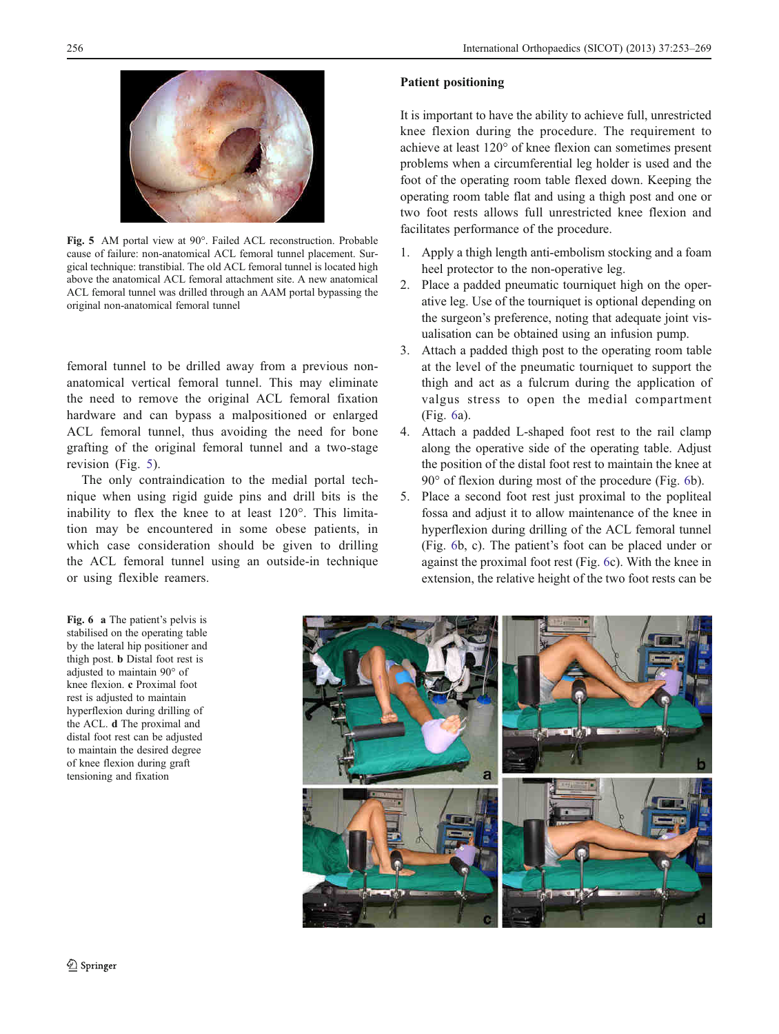Fig. 5 AM portal view at 90°. Failed ACL reconstruction. Probable cause of failure: non-anatomical ACL femoral tunnel placement. Surgical technique: transtibial. The old ACL femoral tunnel is located high above the anatomical ACL femoral attachment site. A new anatomical ACL femoral tunnel was drilled through an AAM portal bypassing the original non-anatomical femoral tunnel

femoral tunnel to be drilled away from a previous non-anatomical vertical femoral tunnel. This may eliminate the need to remove the original ACL femoral fixation hardware and can bypass a malpositioned or enlarged ACL femoral tunnel, thus avoiding the need for bone grafting of the original femoral tunnel and a two-stage revision (Fig. 5).

The only contraindication to the medial portal technique when using rigid guide pins and drill bits is the inability to flex the knee to at least 120°. This limitation may be encountered in some obese patients, in which case consideration should be given to drilling the ACL femoral tunnel using an outside-in technique or using flexible reamers.

## Patient positioning

It is important to have the ability to achieve full, unrestricted knee flexion during the procedure. The requirement to achieve at least 120° of knee flexion can sometimes present problems when a circumferential leg holder is used and the foot of the operating room table flexed down. Keeping the operating room table flat and using a thigh post and one or two foot rests allows full unrestricted knee flexion and facilitates performance of the procedure.

1. Apply a thigh length anti-embolism stocking and a foam heel protector to the non-operative leg.
2. Place a padded pneumatic tourniquet high on the operative leg. Use of the tourniquet is optional depending on the surgeon's preference, noting that adequate joint visualisation can be obtained using an infusion pump.
3. Attach a padded thigh post to the operating room table at the level of the pneumatic tourniquet to support the thigh and act as a fulcrum during the application of valgus stress to open the medial compartment (Fig. 6a).
4. Attach a padded L-shaped foot rest to the rail clamp along the operative side of the operating table. Adjust the position of the distal foot rest to maintain the knee at 90° of flexion during most of the procedure (Fig. 6b).
5. Place a second foot rest just proximal to the popliteal fossa and adjust it to allow maintenance of the knee in hyperflexion during drilling of the ACL femoral tunnel (Fig. 6b, c). The patient's foot can be placed under or against the proximal foot rest (Fig. 6c). With the knee in extension, the relative height of the two foot rests can be

Fig. 6 **a** The patient's pelvis is stabilised on the operating table by the lateral hip positioner and thigh post. **b** Distal foot rest is adjusted to maintain 90° of knee flexion. **c** Proximal foot rest is adjusted to maintain hyperflexion during drilling of the ACL. **d** The proximal and distal foot rest can be adjusted to maintain the desired degree of knee flexion during graft tensioning and fixation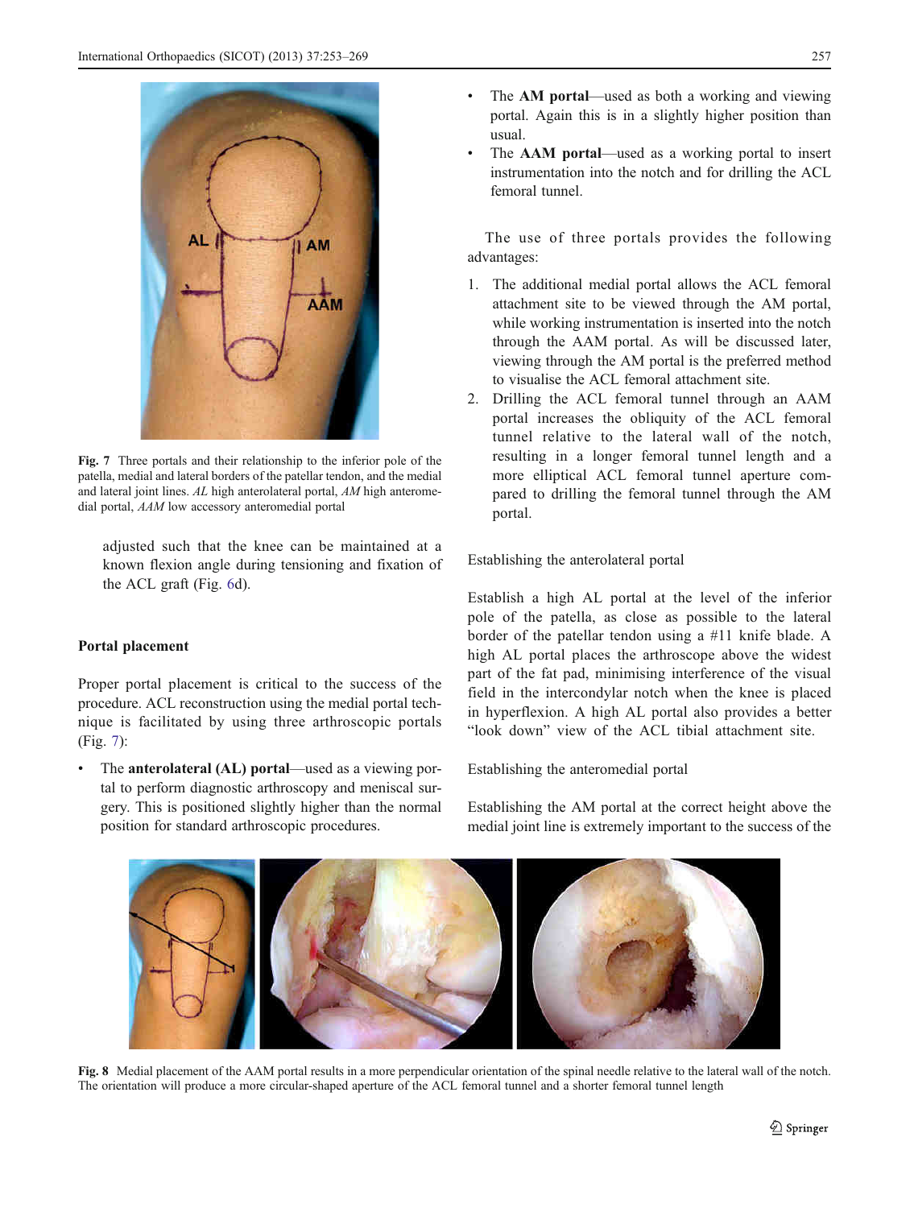Fig. 7 Three portals and their relationship to the inferior pole of the patella, medial and lateral borders of the patellar tendon, and the medial and lateral joint lines. *AL* high anterolateral portal, *AM* high anteromedial portal, *AAM* low accessory anteromedial portal

adjusted such that the knee can be maintained at a known flexion angle during tensioning and fixation of the ACL graft (Fig. 6d).

## Portal placement

Proper portal placement is critical to the success of the procedure. ACL reconstruction using the medial portal technique is facilitated by using three arthroscopic portals (Fig. 7):

- The **anterolateral (AL) portal**—used as a viewing portal to perform diagnostic arthroscopy and meniscal surgery. This is positioned slightly higher than the normal position for standard arthroscopic procedures.
- The **AM portal**—used as both a working and viewing portal. Again this is in a slightly higher position than usual.
- The **AAM portal**—used as a working portal to insert instrumentation into the notch and for drilling the ACL femoral tunnel.

The use of three portals provides the following advantages:

1. The additional medial portal allows the ACL femoral attachment site to be viewed through the AM portal, while working instrumentation is inserted into the notch through the AAM portal. As will be discussed later, viewing through the AM portal is the preferred method to visualise the ACL femoral attachment site.
2. Drilling the ACL femoral tunnel through an AAM portal increases the obliquity of the ACL femoral tunnel relative to the lateral wall of the notch, resulting in a longer femoral tunnel length and a more elliptical ACL femoral tunnel aperture compared to drilling the femoral tunnel through the AM portal.

### Establishing the anterolateral portal

Establish a high AL portal at the level of the inferior pole of the patella, as close as possible to the lateral border of the patellar tendon using a #11 knife blade. A high AL portal places the arthroscope above the widest part of the fat pad, minimising interference of the visual field in the intercondylar notch when the knee is placed in hyperflexion. A high AL portal also provides a better "look down" view of the ACL tibial attachment site.

### Establishing the anteromedial portal

Establishing the AM portal at the correct height above the medial joint line is extremely important to the success of the

Fig. 8 Medial placement of the AAM portal results in a more perpendicular orientation of the spinal needle relative to the lateral wall of the notch. The orientation will produce a more circular-shaped aperture of the ACL femoral tunnel and a shorter femoral tunnel length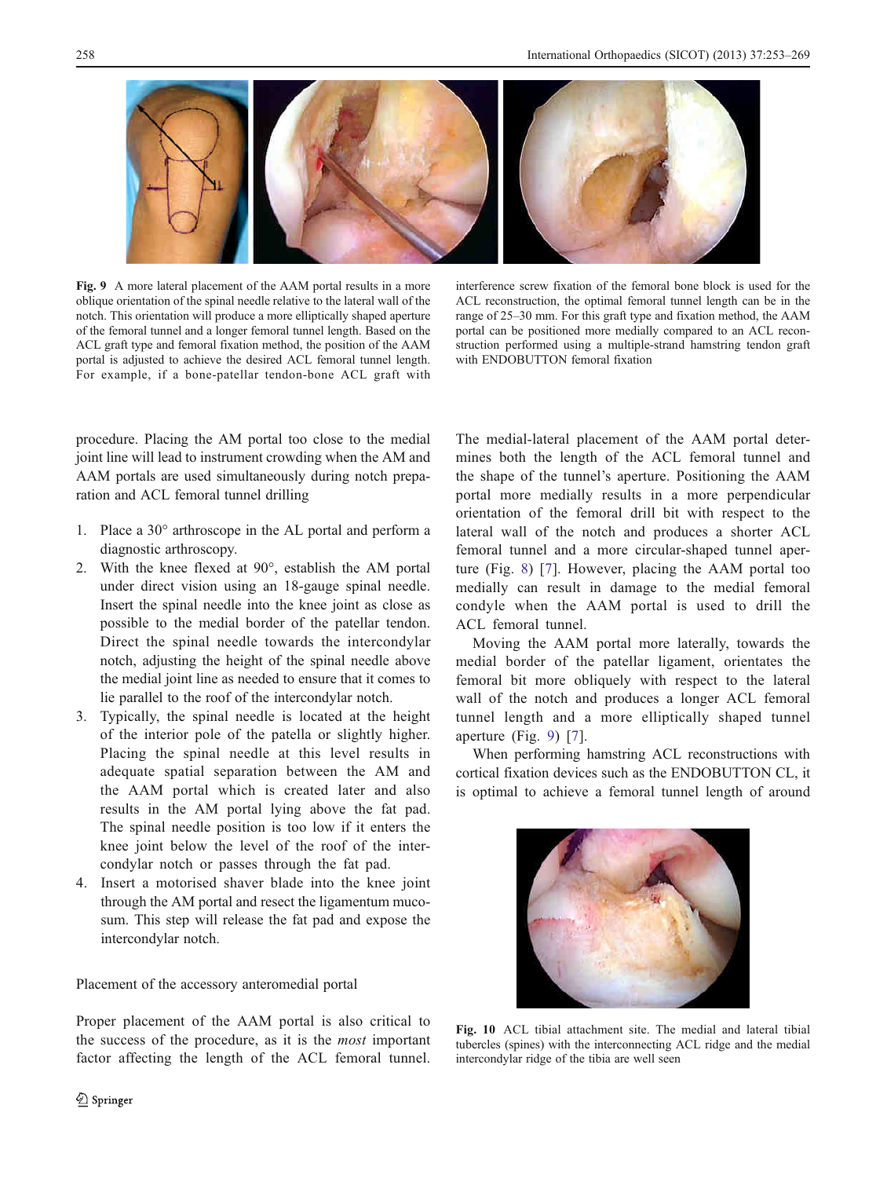Fig. 9 A more lateral placement of the AAM portal results in a more oblique orientation of the spinal needle relative to the lateral wall of the notch. This orientation will produce a more elliptically shaped aperture of the femoral tunnel and a longer femoral tunnel length. Based on the ACL graft type and femoral fixation method, the position of the AAM portal is adjusted to achieve the desired ACL femoral tunnel length. For example, if a bone-patellar tendon-bone ACL graft with interference screw fixation of the femoral bone block is used for the ACL reconstruction, the optimal femoral tunnel length can be in the range of 25–30 mm. For this graft type and fixation method, the AAM portal can be positioned more medially compared to an ACL reconstruction performed using a multiple-strand hamstring tendon graft with ENDOBUTTON femoral fixation

procedure. Placing the AM portal too close to the medial joint line will lead to instrument crowding when the AM and AAM portals are used simultaneously during notch preparation and ACL femoral tunnel drilling

1. Place a 30° arthroscope in the AL portal and perform a diagnostic arthroscopy.
2. With the knee flexed at 90°, establish the AM portal under direct vision using an 18-gauge spinal needle. Insert the spinal needle into the knee joint as close as possible to the medial border of the patellar tendon. Direct the spinal needle towards the intercondylar notch, adjusting the height of the spinal needle above the medial joint line as needed to ensure that it comes to lie parallel to the roof of the intercondylar notch.
3. Typically, the spinal needle is located at the height of the interior pole of the patella or slightly higher. Placing the spinal needle at this level results in adequate spatial separation between the AM and the AAM portal which is created later and also results in the AM portal lying above the fat pad. The spinal needle position is too low if it enters the knee joint below the level of the roof of the intercondylar notch or passes through the fat pad.
4. Insert a motorised shaver blade into the knee joint through the AM portal and resect the ligamentum mucosum. This step will release the fat pad and expose the intercondylar notch.

Placement of the accessory anteromedial portal

Proper placement of the AAM portal is also critical to the success of the procedure, as it is the *most* important factor affecting the length of the ACL femoral tunnel. The medial-lateral placement of the AAM portal determines both the length of the ACL femoral tunnel and the shape of the tunnel's aperture. Positioning the AAM portal more medially results in a more perpendicular orientation of the femoral drill bit with respect to the lateral wall of the notch and produces a shorter ACL femoral tunnel and a more circular-shaped tunnel aperture (Fig. 8) [7]. However, placing the AAM portal too medially can result in damage to the medial femoral condyle when the AAM portal is used to drill the ACL femoral tunnel.

Moving the AAM portal more laterally, towards the medial border of the patellar ligament, orientates the femoral bit more obliquely with respect to the lateral wall of the notch and produces a longer ACL femoral tunnel length and a more elliptically shaped tunnel aperture (Fig. 9) [7].

When performing hamstring ACL reconstructions with cortical fixation devices such as the ENDOBUTTON CL, it is optimal to achieve a femoral tunnel length of around

Fig. 10 ACL tibial attachment site. The medial and lateral tibial tubercles (spines) with the interconnecting ACL ridge and the medial intercondylar ridge of the tibia are well seen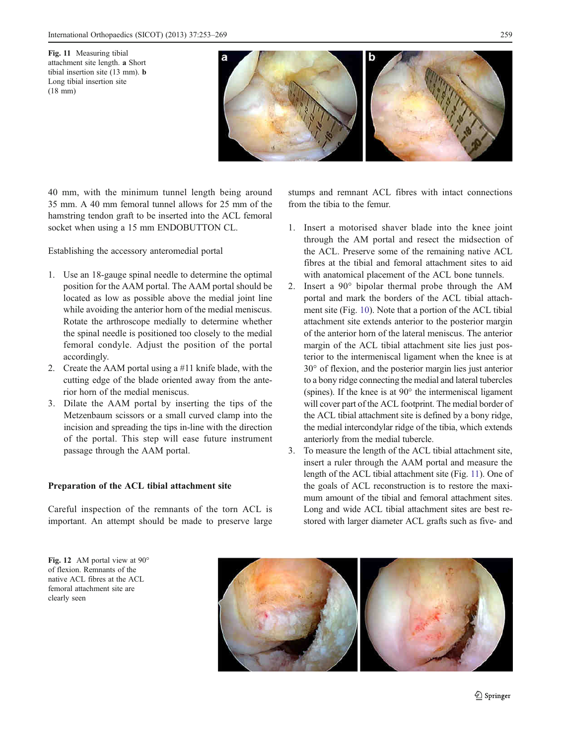Fig. 11 Measuring tibial attachment site length. **a** Short tibial insertion site (13 mm). **b** Long tibial insertion site (18 mm)

40 mm, with the minimum tunnel length being around 35 mm. A 40 mm femoral tunnel allows for 25 mm of the hamstring tendon graft to be inserted into the ACL femoral socket when using a 15 mm ENDOBUTTON CL.

Establishing the accessory anteromedial portal

1. Use an 18-gauge spinal needle to determine the optimal position for the AAM portal. The AAM portal should be located as low as possible above the medial joint line while avoiding the anterior horn of the medial meniscus. Rotate the arthroscope medially to determine whether the spinal needle is positioned too closely to the medial femoral condyle. Adjust the position of the portal accordingly.
2. Create the AAM portal using a #11 knife blade, with the cutting edge of the blade oriented away from the anterior horn of the medial meniscus.
3. Dilate the AAM portal by inserting the tips of the Metzenbaum scissors or a small curved clamp into the incision and spreading the tips in-line with the direction of the portal. This step will ease future instrument passage through the AAM portal.

## Preparation of the ACL tibial attachment site

Careful inspection of the remnants of the torn ACL is important. An attempt should be made to preserve large stumps and remnant ACL fibres with intact connections from the tibia to the femur.

1. Insert a motorised shaver blade into the knee joint through the AM portal and resect the midsection of the ACL. Preserve some of the remaining native ACL fibres at the tibial and femoral attachment sites to aid with anatomical placement of the ACL bone tunnels.
2. Insert a 90° bipolar thermal probe through the AM portal and mark the borders of the ACL tibial attachment site (Fig. 10). Note that a portion of the ACL tibial attachment site extends anterior to the posterior margin of the anterior horn of the lateral meniscus. The anterior margin of the ACL tibial attachment site lies just posterior to the intermeniscal ligament when the knee is at 30° of flexion, and the posterior margin lies just anterior to a bony ridge connecting the medial and lateral tubercles (spines). If the knee is at 90° the intermeniscal ligament will cover part of the ACL footprint. The medial border of the ACL tibial attachment site is defined by a bony ridge, the medial intercondylar ridge of the tibia, which extends anteriorly from the medial tubercle.
3. To measure the length of the ACL tibial attachment site, insert a ruler through the AAM portal and measure the length of the ACL tibial attachment site (Fig. 11). One of the goals of ACL reconstruction is to restore the maximum amount of the tibial and femoral attachment sites. Long and wide ACL tibial attachment sites are best restored with larger diameter ACL grafts such as five- and

Fig. 12 AM portal view at 90° of flexion. Remnants of the native ACL fibres at the ACL femoral attachment site are clearly seen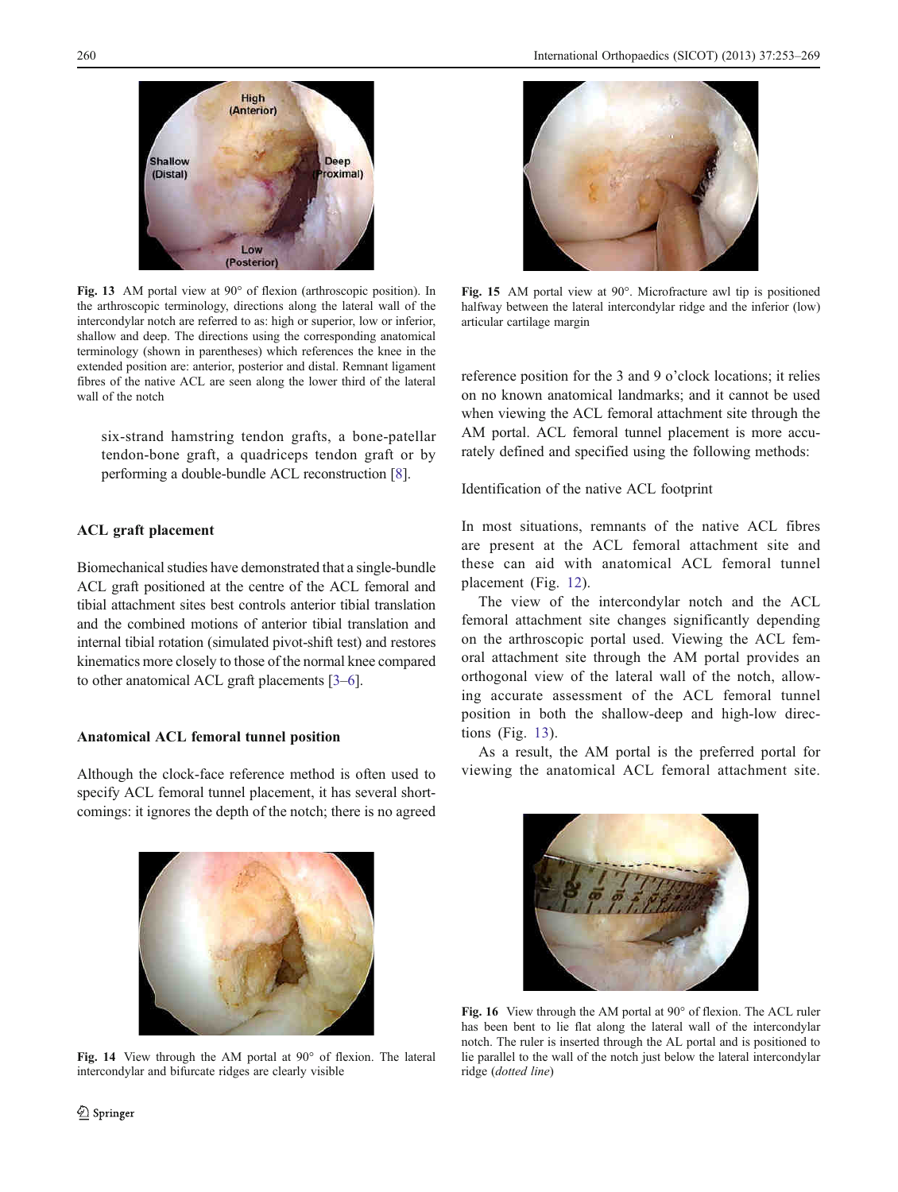Fig. 13 AM portal view at 90° of flexion (arthroscopic position). In the arthroscopic terminology, directions along the lateral wall of the intercondylar notch are referred to as: high or superior, low or inferior, shallow and deep. The directions using the corresponding anatomical terminology (shown in parentheses) which references the knee in the extended position are: anterior, posterior and distal. Remnant ligament fibres of the native ACL are seen along the lower third of the lateral wall of the notch

six-strand hamstring tendon grafts, a bone-patellar tendon-bone graft, a quadriceps tendon graft or by performing a double-bundle ACL reconstruction [8].

### ACL graft placement

Biomechanical studies have demonstrated that a single-bundle ACL graft positioned at the centre of the ACL femoral and tibial attachment sites best controls anterior tibial translation and the combined motions of anterior tibial translation and internal tibial rotation (simulated pivot-shift test) and restores kinematics more closely to those of the normal knee compared to other anatomical ACL graft placements [3–6].

### Anatomical ACL femoral tunnel position

Although the clock-face reference method is often used to specify ACL femoral tunnel placement, it has several shortcomings: it ignores the depth of the notch; there is no agreed reference position for the 3 and 9 o'clock locations; it relies on no known anatomical landmarks; and it cannot be used when viewing the ACL femoral attachment site through the AM portal. ACL femoral tunnel placement is more accurately defined and specified using the following methods:

Fig. 14 View through the AM portal at 90° of flexion. The lateral intercondylar and bifurcate ridges are clearly visible

Fig. 15 AM portal view at 90°. Microfracture awl tip is positioned halfway between the lateral intercondylar ridge and the inferior (low) articular cartilage margin

Identification of the native ACL footprint

In most situations, remnants of the native ACL fibres are present at the ACL femoral attachment site and these can aid with anatomical ACL femoral tunnel placement (Fig. 12).

The view of the intercondylar notch and the ACL femoral attachment site changes significantly depending on the arthroscopic portal used. Viewing the ACL femoral attachment site through the AM portal provides an orthogonal view of the lateral wall of the notch, allowing accurate assessment of the ACL femoral tunnel position in both the shallow-deep and high-low directions (Fig. 13).

As a result, the AM portal is the preferred portal for viewing the anatomical ACL femoral attachment site.

Fig. 16 View through the AM portal at 90° of flexion. The ACL ruler has been bent to lie flat along the lateral wall of the intercondylar notch. The ruler is inserted through the AL portal and is positioned to lie parallel to the wall of the notch just below the lateral intercondylar ridge (*dotted line*)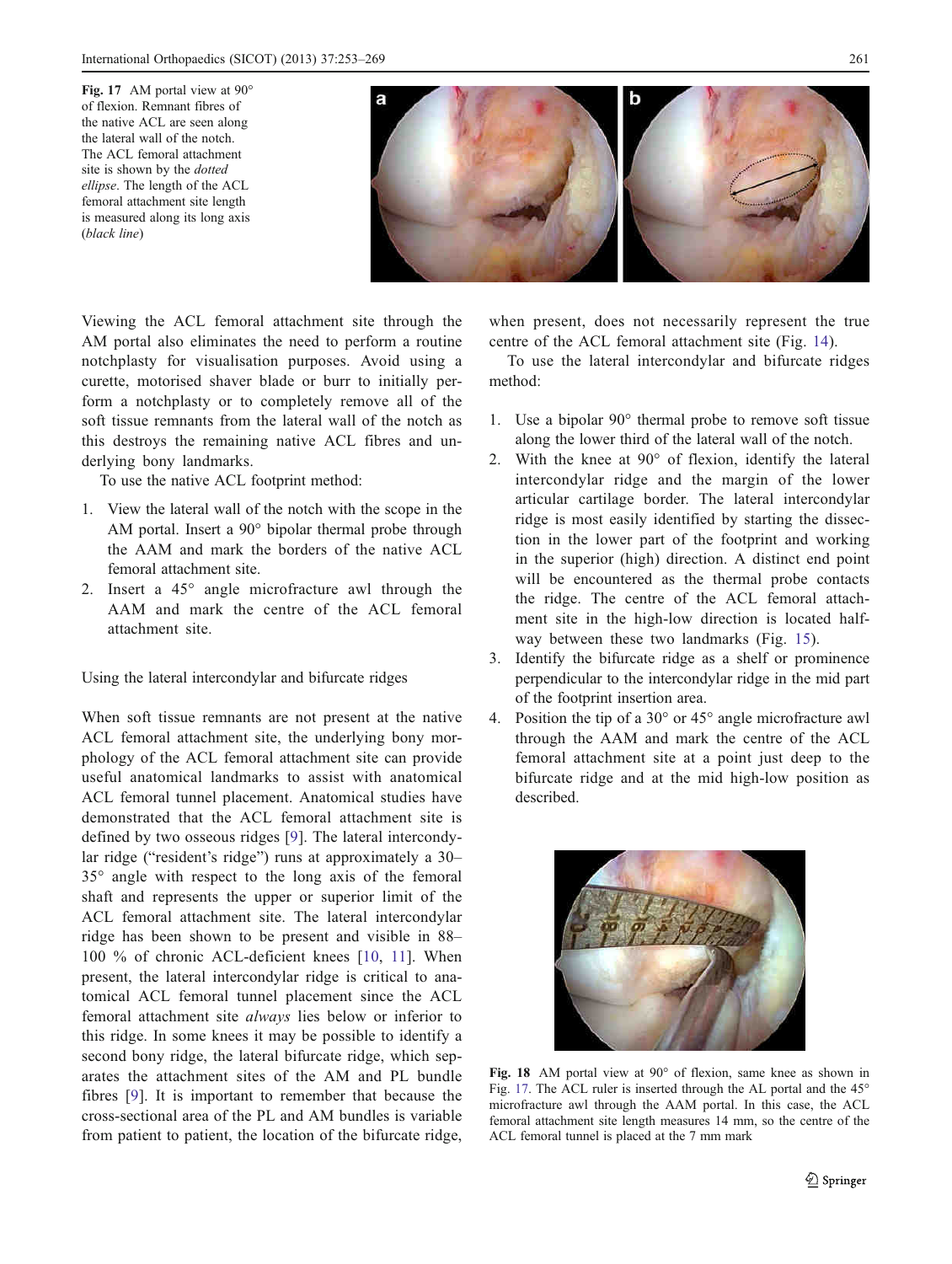Fig. 17 AM portal view at 90° of flexion. Remnant fibres of the native ACL are seen along the lateral wall of the notch. The ACL femoral attachment site is shown by the *dotted ellipse*. The length of the ACL femoral attachment site length is measured along its long axis (*black line*)

Viewing the ACL femoral attachment site through the AM portal also eliminates the need to perform a routine notchplasty for visualisation purposes. Avoid using a curette, motorised shaver blade or burr to initially perform a notchplasty or to completely remove all of the soft tissue remnants from the lateral wall of the notch as this destroys the remaining native ACL fibres and underlying bony landmarks.

To use the native ACL footprint method:

1. View the lateral wall of the notch with the scope in the AM portal. Insert a 90° bipolar thermal probe through the AAM and mark the borders of the native ACL femoral attachment site.
2. Insert a 45° angle microfracture awl through the AAM and mark the centre of the ACL femoral attachment site.

Using the lateral intercondylar and bifurcate ridges

When soft tissue remnants are not present at the native ACL femoral attachment site, the underlying bony morphology of the ACL femoral attachment site can provide useful anatomical landmarks to assist with anatomical ACL femoral tunnel placement. Anatomical studies have demonstrated that the ACL femoral attachment site is defined by two osseous ridges [9]. The lateral intercondylar ridge ("resident's ridge") runs at approximately a 30–35° angle with respect to the long axis of the femoral shaft and represents the upper or superior limit of the ACL femoral attachment site. The lateral intercondylar ridge has been shown to be present and visible in 88–100 % of chronic ACL-deficient knees [10, 11]. When present, the lateral intercondylar ridge is critical to anatomical ACL femoral tunnel placement since the ACL femoral attachment site *always* lies below or inferior to this ridge. In some knees it may be possible to identify a second bony ridge, the lateral bifurcate ridge, which separates the attachment sites of the AM and PL bundle fibres [9]. It is important to remember that because the cross-sectional area of the PL and AM bundles is variable from patient to patient, the location of the bifurcate ridge, when present, does not necessarily represent the true centre of the ACL femoral attachment site (Fig. 14).

To use the lateral intercondylar and bifurcate ridges method:

1. Use a bipolar 90° thermal probe to remove soft tissue along the lower third of the lateral wall of the notch.
2. With the knee at 90° of flexion, identify the lateral intercondylar ridge and the margin of the lower articular cartilage border. The lateral intercondylar ridge is most easily identified by starting the dissection in the lower part of the footprint and working in the superior (high) direction. A distinct end point will be encountered as the thermal probe contacts the ridge. The centre of the ACL femoral attachment site in the high-low direction is located halfway between these two landmarks (Fig. 15).
3. Identify the bifurcate ridge as a shelf or prominence perpendicular to the intercondylar ridge in the mid part of the footprint insertion area.
4. Position the tip of a 30° or 45° angle microfracture awl through the AAM and mark the centre of the ACL femoral attachment site at a point just deep to the bifurcate ridge and at the mid high-low position as described.

Fig. 18 AM portal view at 90° of flexion, same knee as shown in Fig. 17. The ACL ruler is inserted through the AL portal and the 45° microfracture awl through the AAM portal. In this case, the ACL femoral attachment site length measures 14 mm, so the centre of the ACL femoral tunnel is placed at the 7 mm mark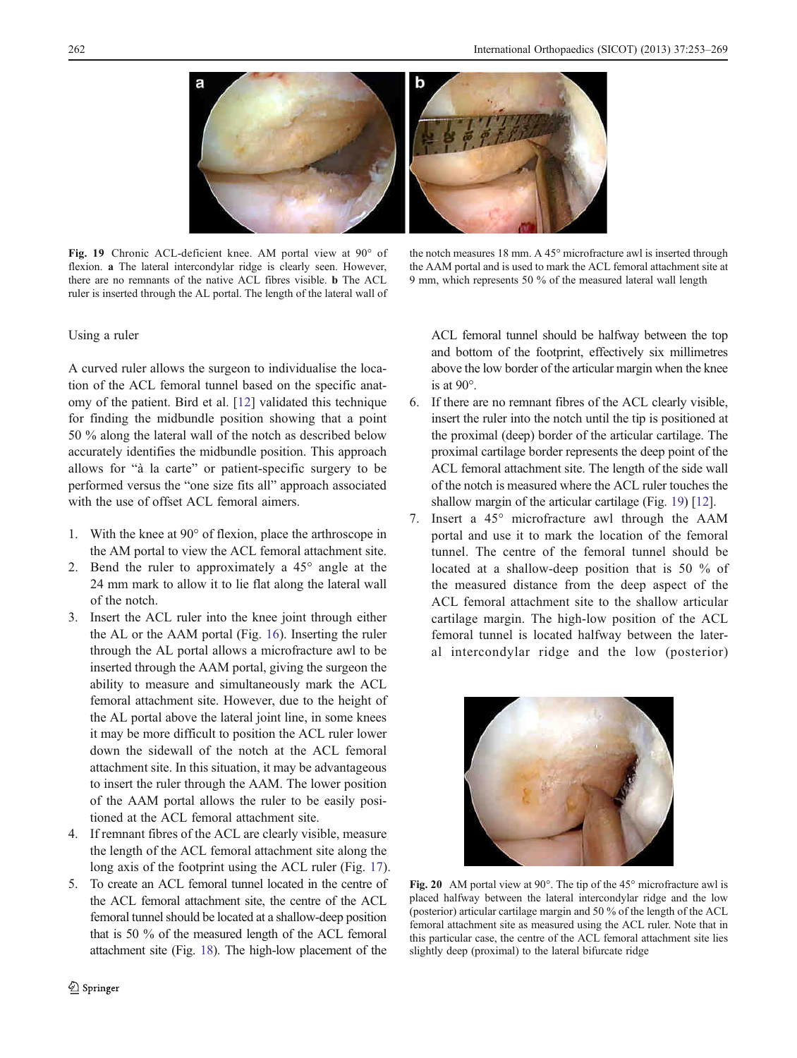Fig. 19 Chronic ACL-deficient knee. AM portal view at 90° of flexion. **a** The lateral intercondylar ridge is clearly seen. However, there are no remnants of the native ACL fibres visible. **b** The ACL ruler is inserted through the AL portal. The length of the lateral wall of the notch measures 18 mm. A 45° microfracture awl is inserted through the AAM portal and is used to mark the ACL femoral attachment site at 9 mm, which represents 50 % of the measured lateral wall length

Using a ruler

A curved ruler allows the surgeon to individualise the location of the ACL femoral tunnel based on the specific anatomy of the patient. Bird et al. [12] validated this technique for finding the midbundle position showing that a point 50 % along the lateral wall of the notch as described below accurately identifies the midbundle position. This approach allows for "à la carte" or patient-specific surgery to be performed versus the "one size fits all" approach associated with the use of offset ACL femoral aimers.

1. With the knee at 90° of flexion, place the arthroscope in the AM portal to view the ACL femoral attachment site.
2. Bend the ruler to approximately a 45° angle at the 24 mm mark to allow it to lie flat along the lateral wall of the notch.
3. Insert the ACL ruler into the knee joint through either the AL or the AAM portal (Fig. 16). Inserting the ruler through the AL portal allows a microfracture awl to be inserted through the AAM portal, giving the surgeon the ability to measure and simultaneously mark the ACL femoral attachment site. However, due to the height of the AL portal above the lateral joint line, in some knees it may be more difficult to position the ACL ruler lower down the sidewall of the notch at the ACL femoral attachment site. In this situation, it may be advantageous to insert the ruler through the AAM. The lower position of the AAM portal allows the ruler to be easily positioned at the ACL femoral attachment site.
4. If remnant fibres of the ACL are clearly visible, measure the length of the ACL femoral attachment site along the long axis of the footprint using the ACL ruler (Fig. 17).
5. To create an ACL femoral tunnel located in the centre of the ACL femoral attachment site, the centre of the ACL femoral tunnel should be located at a shallow-deep position that is 50 % of the measured length of the ACL femoral attachment site (Fig. 18). The high-low placement of the ACL femoral tunnel should be halfway between the top and bottom of the footprint, effectively six millimetres above the low border of the articular margin when the knee is at 90°.
6. If there are no remnant fibres of the ACL clearly visible, insert the ruler into the notch until the tip is positioned at the proximal (deep) border of the articular cartilage. The proximal cartilage border represents the deep point of the ACL femoral attachment site. The length of the side wall of the notch is measured where the ACL ruler touches the shallow margin of the articular cartilage (Fig. 19) [12].
7. Insert a 45° microfracture awl through the AAM portal and use it to mark the location of the femoral tunnel. The centre of the femoral tunnel should be located at a shallow-deep position that is 50 % of the measured distance from the deep aspect of the ACL femoral attachment site to the shallow articular cartilage margin. The high-low position of the ACL femoral tunnel is located halfway between the lateral intercondylar ridge and the low (posterior)

Fig. 20 AM portal view at 90°. The tip of the 45° microfracture awl is placed halfway between the lateral intercondylar ridge and the low (posterior) articular cartilage margin and 50 % of the length of the ACL femoral attachment site as measured using the ACL ruler. Note that in this particular case, the centre of the ACL femoral attachment site lies slightly deep (proximal) to the lateral bifurcate ridge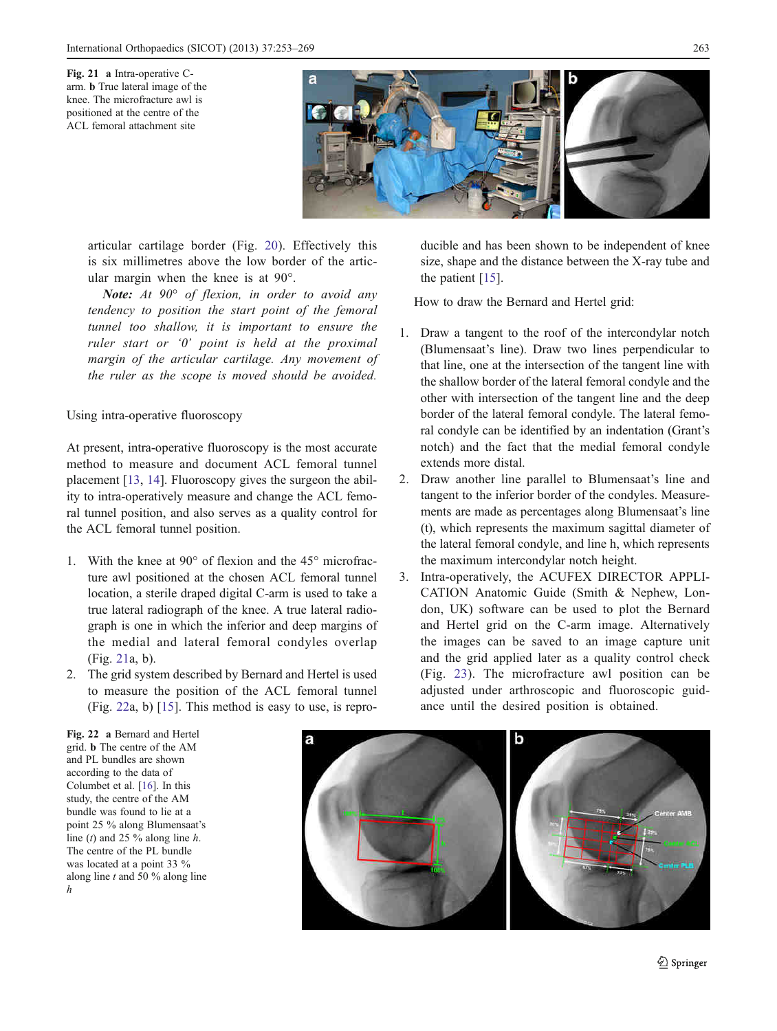Fig. 21 **a** Intra-operative C-arm. **b** True lateral image of the knee. The microfracture awl is positioned at the centre of the ACL femoral attachment site

articular cartilage border (Fig. 20). Effectively this is six millimetres above the low border of the articular margin when the knee is at 90°.

***Note:*** *At 90° of flexion, in order to avoid any tendency to position the start point of the femoral tunnel too shallow, it is important to ensure the ruler start or '0' point is held at the proximal margin of the articular cartilage. Any movement of the ruler as the scope is moved should be avoided.*

## Using intra-operative fluoroscopy

At present, intra-operative fluoroscopy is the most accurate method to measure and document ACL femoral tunnel placement [13, 14]. Fluoroscopy gives the surgeon the ability to intra-operatively measure and change the ACL femoral tunnel position, and also serves as a quality control for the ACL femoral tunnel position.

1. With the knee at 90° of flexion and the 45° microfracture awl positioned at the chosen ACL femoral tunnel location, a sterile draped digital C-arm is used to take a true lateral radiograph of the knee. A true lateral radiograph is one in which the inferior and deep margins of the medial and lateral femoral condyles overlap (Fig. 21a, b).
2. The grid system described by Bernard and Hertel is used to measure the position of the ACL femoral tunnel (Fig. 22a, b) [15]. This method is easy to use, is reproducible and has been shown to be independent of knee size, shape and the distance between the X-ray tube and the patient [15].

How to draw the Bernard and Hertel grid:

1. Draw a tangent to the roof of the intercondylar notch (Blumensaat's line). Draw two lines perpendicular to that line, one at the intersection of the tangent line with the shallow border of the lateral femoral condyle and the other with intersection of the tangent line and the deep border of the lateral femoral condyle. The lateral femoral condyle can be identified by an indentation (Grant's notch) and the fact that the medial femoral condyle extends more distal.
2. Draw another line parallel to Blumensaat's line and tangent to the inferior border of the condyles. Measurements are made as percentages along Blumensaat's line (t), which represents the maximum sagittal diameter of the lateral femoral condyle, and line h, which represents the maximum intercondylar notch height.
3. Intra-operatively, the ACUFEX DIRECTOR APPLICATION Anatomic Guide (Smith & Nephew, London, UK) software can be used to plot the Bernard and Hertel grid on the C-arm image. Alternatively the images can be saved to an image capture unit and the grid applied later as a quality control check (Fig. 23). The microfracture awl position can be adjusted under arthroscopic and fluoroscopic guidance until the desired position is obtained.

Fig. 22 **a** Bernard and Hertel grid. **b** The centre of the AM and PL bundles are shown according to the data of Columbet et al. [16]. In this study, the centre of the AM bundle was found to lie at a point 25 % along Blumensaat's line (*t*) and 25 % along line *h*. The centre of the PL bundle was located at a point 33 % along line *t* and 50 % along line *h*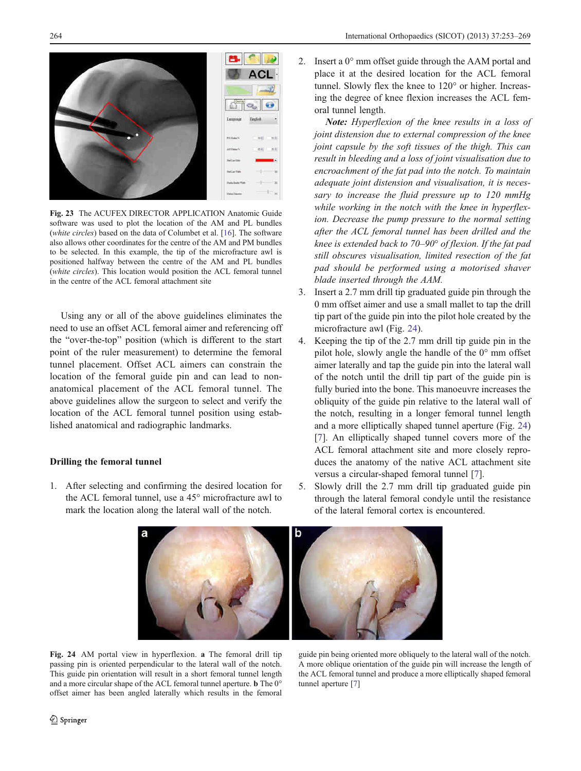Fig. 23 The ACUFEX DIRECTOR APPLICATION Anatomic Guide software was used to plot the location of the AM and PL bundles (*white circles*) based on the data of Columbet et al. [16]. The software also allows other coordinates for the centre of the AM and PM bundles to be selected. In this example, the tip of the microfracture awl is positioned halfway between the centre of the AM and PL bundles (*white circles*). This location would position the ACL femoral tunnel in the centre of the ACL femoral attachment site

Using any or all of the above guidelines eliminates the need to use an offset ACL femoral aimer and referencing off the "over-the-top" position (which is different to the start point of the ruler measurement) to determine the femoral tunnel placement. Offset ACL aimers can constrain the location of the femoral guide pin and can lead to non-anatomical placement of the ACL femoral tunnel. The above guidelines allow the surgeon to select and verify the location of the ACL femoral tunnel position using established anatomical and radiographic landmarks.

### Drilling the femoral tunnel

1. After selecting and confirming the desired location for the ACL femoral tunnel, use a 45° microfracture awl to mark the location along the lateral wall of the notch.
2. Insert a 0° mm offset guide through the AAM portal and place it at the desired location for the ACL femoral tunnel. Slowly flex the knee to 120° or higher. Increasing the degree of knee flexion increases the ACL femoral tunnel length.

   ***Note:*** *Hyperflexion of the knee results in a loss of joint distension due to external compression of the knee joint capsule by the soft tissues of the thigh. This can result in bleeding and a loss of joint visualisation due to encroachment of the fat pad into the notch. To maintain adequate joint distension and visualisation, it is necessary to increase the fluid pressure up to 120 mmHg while working in the notch with the knee in hyperflexion. Decrease the pump pressure to the normal setting after the ACL femoral tunnel has been drilled and the knee is extended back to 70–90° of flexion. If the fat pad still obscures visualisation, limited resection of the fat pad should be performed using a motorised shaver blade inserted through the AAM.*
3. Insert a 2.7 mm drill tip graduated guide pin through the 0 mm offset aimer and use a small mallet to tap the drill tip part of the guide pin into the pilot hole created by the microfracture awl (Fig. 24).
4. Keeping the tip of the 2.7 mm drill tip guide pin in the pilot hole, slowly angle the handle of the 0° mm offset aimer laterally and tap the guide pin into the lateral wall of the notch until the drill tip part of the guide pin is fully buried into the bone. This manoeuvre increases the obliquity of the guide pin relative to the lateral wall of the notch, resulting in a longer femoral tunnel length and a more elliptically shaped tunnel aperture (Fig. 24) [7]. An elliptically shaped tunnel covers more of the ACL femoral attachment site and more closely reproduces the anatomy of the native ACL attachment site versus a circular-shaped femoral tunnel [7].
5. Slowly drill the 2.7 mm drill tip graduated guide pin through the lateral femoral condyle until the resistance of the lateral femoral cortex is encountered.

Fig. 24 AM portal view in hyperflexion. **a** The femoral drill tip passing pin is oriented perpendicular to the lateral wall of the notch. This guide pin orientation will result in a short femoral tunnel length and a more circular shape of the ACL femoral tunnel aperture. **b** The 0° offset aimer has been angled laterally which results in the femoral guide pin being oriented more obliquely to the lateral wall of the notch. A more oblique orientation of the guide pin will increase the length of the ACL femoral tunnel and produce a more elliptically shaped femoral tunnel aperture [7]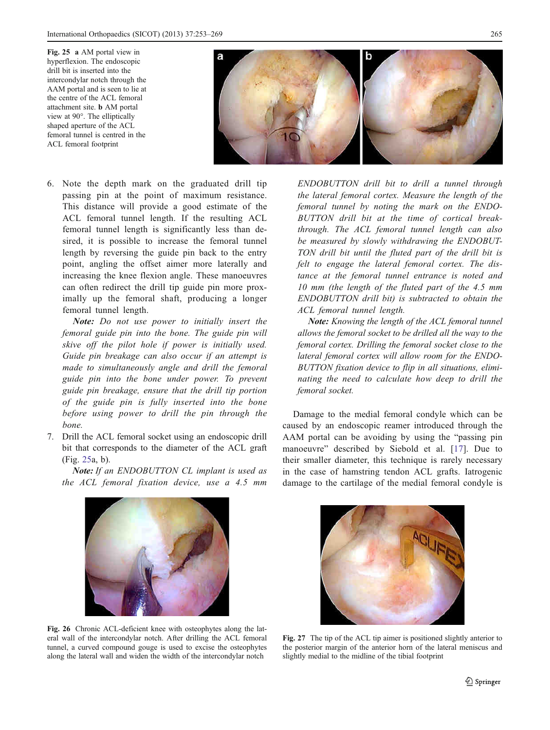Fig. 25 **a** AM portal view in hyperflexion. The endoscopic drill bit is inserted into the intercondylar notch through the AAM portal and is seen to lie at the centre of the ACL femoral attachment site. **b** AM portal view at 90°. The elliptically shaped aperture of the ACL femoral tunnel is centred in the ACL femoral footprint

6. Note the depth mark on the graduated drill tip passing pin at the point of maximum resistance. This distance will provide a good estimate of the ACL femoral tunnel length. If the resulting ACL femoral tunnel length is significantly less than desired, it is possible to increase the femoral tunnel length by reversing the guide pin back to the entry point, angling the offset aimer more laterally and increasing the knee flexion angle. These manoeuvres can often redirect the drill tip guide pin more proximally up the femoral shaft, producing a longer femoral tunnel length.

   ***Note:*** *Do not use power to initially insert the femoral guide pin into the bone. The guide pin will skive off the pilot hole if power is initially used. Guide pin breakage can also occur if an attempt is made to simultaneously angle and drill the femoral guide pin into the bone under power. To prevent guide pin breakage, ensure that the drill tip portion of the guide pin is fully inserted into the bone before using power to drill the pin through the bone.*

7. Drill the ACL femoral socket using an endoscopic drill bit that corresponds to the diameter of the ACL graft (Fig. 25a, b).

   ***Note:*** *If an ENDOBUTTON CL implant is used as the ACL femoral fixation device, use a 4.5 mm ENDOBUTTON drill bit to drill a tunnel through the lateral femoral cortex. Measure the length of the femoral tunnel by noting the mark on the ENDOBUTTON drill bit at the time of cortical breakthrough. The ACL femoral tunnel length can also be measured by slowly withdrawing the ENDOBUTTON drill bit until the fluted part of the drill bit is felt to engage the lateral femoral cortex. The distance at the femoral tunnel entrance is noted and 10 mm (the length of the fluted part of the 4.5 mm ENDOBUTTON drill bit) is subtracted to obtain the ACL femoral tunnel length.*

   ***Note:*** *Knowing the length of the ACL femoral tunnel allows the femoral socket to be drilled all the way to the femoral cortex. Drilling the femoral socket close to the lateral femoral cortex will allow room for the ENDOBUTTON fixation device to flip in all situations, eliminating the need to calculate how deep to drill the femoral socket.*

Damage to the medial femoral condyle which can be caused by an endoscopic reamer introduced through the AAM portal can be avoiding by using the "passing pin manoeuvre" described by Siebold et al. [17]. Due to their smaller diameter, this technique is rarely necessary in the case of hamstring tendon ACL grafts. Iatrogenic damage to the cartilage of the medial femoral condyle is

Fig. 26 Chronic ACL-deficient knee with osteophytes along the lateral wall of the intercondylar notch. After drilling the ACL femoral tunnel, a curved compound gouge is used to excise the osteophytes along the lateral wall and widen the width of the intercondylar notch

Fig. 27 The tip of the ACL tip aimer is positioned slightly anterior to the posterior margin of the anterior horn of the lateral meniscus and slightly medial to the midline of the tibial footprint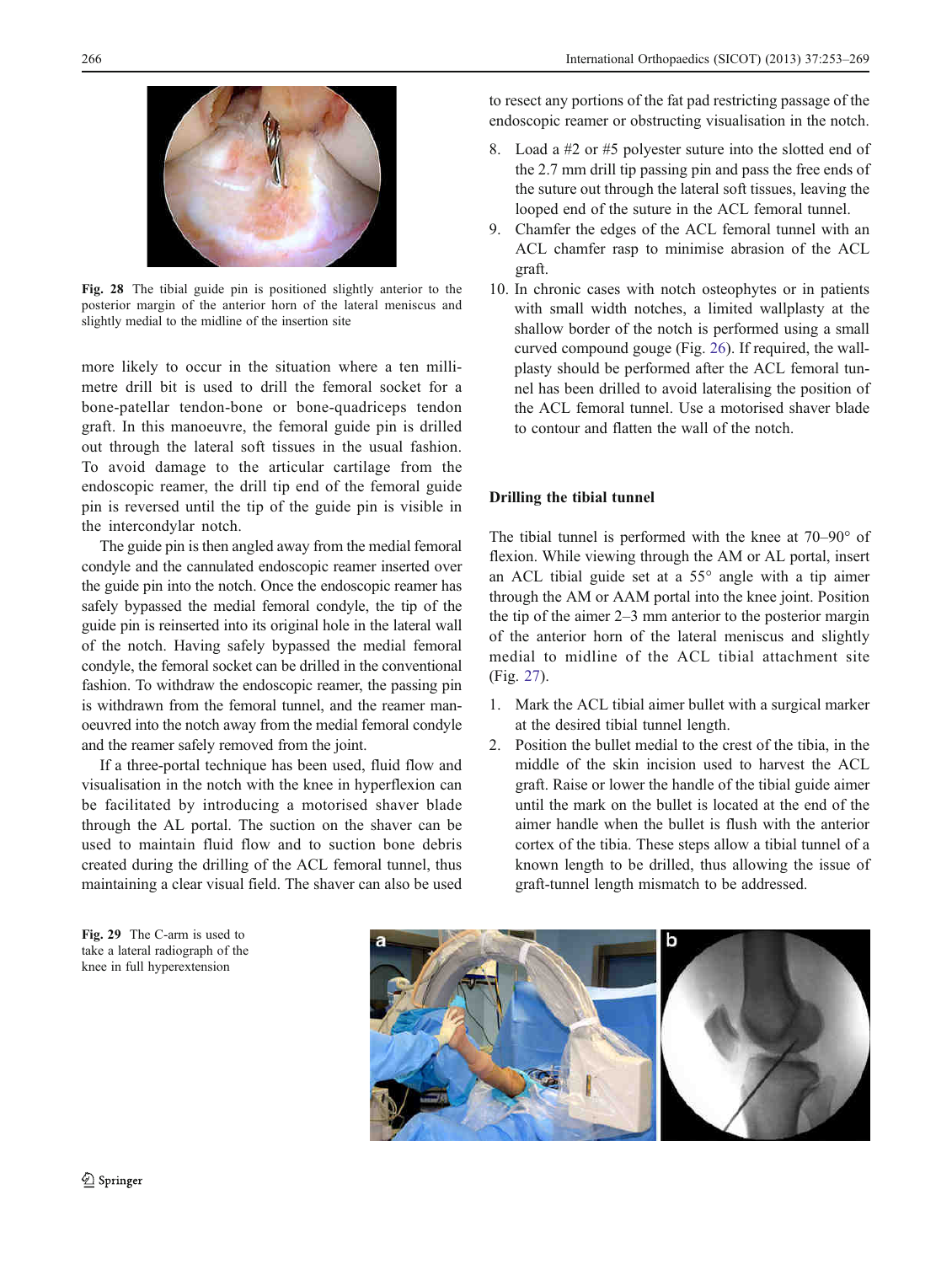Fig. 28 The tibial guide pin is positioned slightly anterior to the posterior margin of the anterior horn of the lateral meniscus and slightly medial to the midline of the insertion site

more likely to occur in the situation where a ten millimetre drill bit is used to drill the femoral socket for a bone-patellar tendon-bone or bone-quadriceps tendon graft. In this manoeuvre, the femoral guide pin is drilled out through the lateral soft tissues in the usual fashion. To avoid damage to the articular cartilage from the endoscopic reamer, the drill tip end of the femoral guide pin is reversed until the tip of the guide pin is visible in the intercondylar notch.

The guide pin is then angled away from the medial femoral condyle and the cannulated endoscopic reamer inserted over the guide pin into the notch. Once the endoscopic reamer has safely bypassed the medial femoral condyle, the tip of the guide pin is reinserted into its original hole in the lateral wall of the notch. Having safely bypassed the medial femoral condyle, the femoral socket can be drilled in the conventional fashion. To withdraw the endoscopic reamer, the passing pin is withdrawn from the femoral tunnel, and the reamer manoeuvred into the notch away from the medial femoral condyle and the reamer safely removed from the joint.

If a three-portal technique has been used, fluid flow and visualisation in the notch with the knee in hyperflexion can be facilitated by introducing a motorised shaver blade through the AL portal. The suction on the shaver can be used to maintain fluid flow and to suction bone debris created during the drilling of the ACL femoral tunnel, thus maintaining a clear visual field. The shaver can also be used to resect any portions of the fat pad restricting passage of the endoscopic reamer or obstructing visualisation in the notch.

8. Load a #2 or #5 polyester suture into the slotted end of the 2.7 mm drill tip passing pin and pass the free ends of the suture out through the lateral soft tissues, leaving the looped end of the suture in the ACL femoral tunnel.
9. Chamfer the edges of the ACL femoral tunnel with an ACL chamfer rasp to minimise abrasion of the ACL graft.
10. In chronic cases with notch osteophytes or in patients with small width notches, a limited wallplasty at the shallow border of the notch is performed using a small curved compound gouge (Fig. 26). If required, the wallplasty should be performed after the ACL femoral tunnel has been drilled to avoid lateralising the position of the ACL femoral tunnel. Use a motorised shaver blade to contour and flatten the wall of the notch.

### Drilling the tibial tunnel

The tibial tunnel is performed with the knee at 70–90° of flexion. While viewing through the AM or AL portal, insert an ACL tibial guide set at a 55° angle with a tip aimer through the AM or AAM portal into the knee joint. Position the tip of the aimer 2–3 mm anterior to the posterior margin of the anterior horn of the lateral meniscus and slightly medial to midline of the ACL tibial attachment site (Fig. 27).

1. Mark the ACL tibial aimer bullet with a surgical marker at the desired tibial tunnel length.
2. Position the bullet medial to the crest of the tibia, in the middle of the skin incision used to harvest the ACL graft. Raise or lower the handle of the tibial guide aimer until the mark on the bullet is located at the end of the aimer handle when the bullet is flush with the anterior cortex of the tibia. These steps allow a tibial tunnel of a known length to be drilled, thus allowing the issue of graft-tunnel length mismatch to be addressed.

Fig. 29 The C-arm is used to take a lateral radiograph of the knee in full hyperextension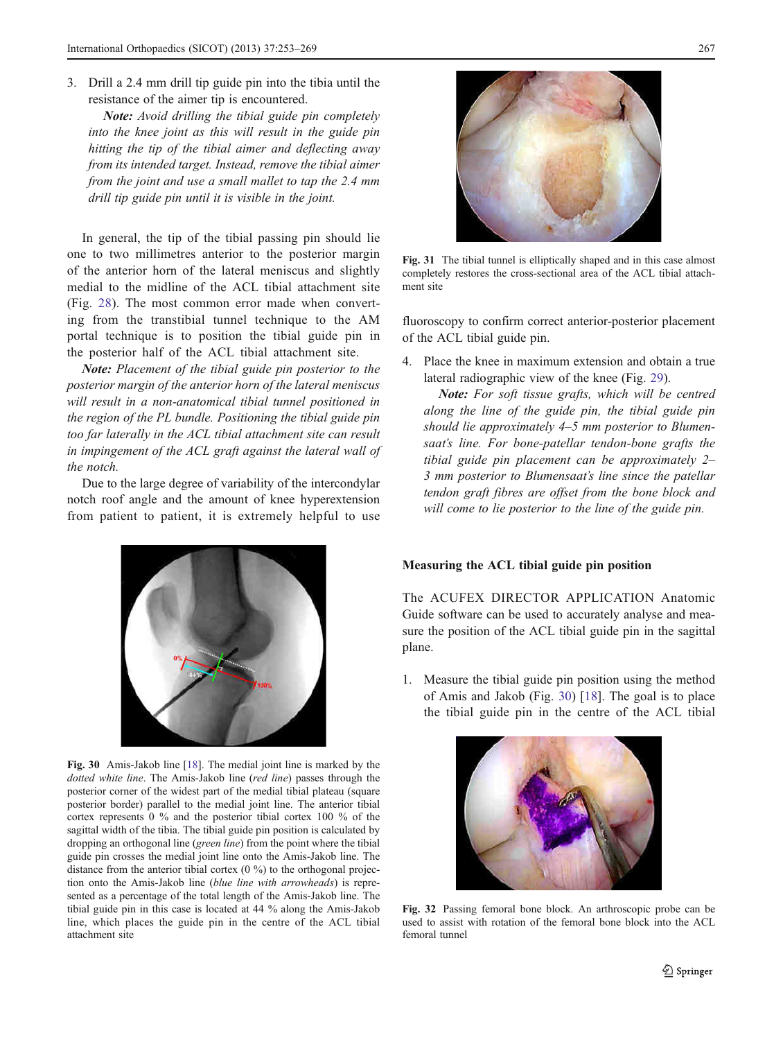3. Drill a 2.4 mm drill tip guide pin into the tibia until the resistance of the aimer tip is encountered.

   ***Note:*** *Avoid drilling the tibial guide pin completely into the knee joint as this will result in the guide pin hitting the tip of the tibial aimer and deflecting away from its intended target. Instead, remove the tibial aimer from the joint and use a small mallet to tap the 2.4 mm drill tip guide pin until it is visible in the joint.*

In general, the tip of the tibial passing pin should lie one to two millimetres anterior to the posterior margin of the anterior horn of the lateral meniscus and slightly medial to the midline of the ACL tibial attachment site (Fig. 28). The most common error made when converting from the transtibial tunnel technique to the AM portal technique is to position the tibial guide pin in the posterior half of the ACL tibial attachment site.

***Note:*** *Placement of the tibial guide pin posterior to the posterior margin of the anterior horn of the lateral meniscus will result in a non-anatomical tibial tunnel positioned in the region of the PL bundle. Positioning the tibial guide pin too far laterally in the ACL tibial attachment site can result in impingement of the ACL graft against the lateral wall of the notch.*

Due to the large degree of variability of the intercondylar notch roof angle and the amount of knee hyperextension from patient to patient, it is extremely helpful to use fluoroscopy to confirm correct anterior-posterior placement of the ACL tibial guide pin.

4. Place the knee in maximum extension and obtain a true lateral radiographic view of the knee (Fig. 29).

   ***Note:*** *For soft tissue grafts, which will be centred along the line of the guide pin, the tibial guide pin should lie approximately 4–5 mm posterior to Blumensaat's line. For bone-patellar tendon-bone grafts the tibial guide pin placement can be approximately 2–3 mm posterior to Blumensaat's line since the patellar tendon graft fibres are offset from the bone block and will come to lie posterior to the line of the guide pin.*

**Fig. 30** Amis-Jakob line [18]. The medial joint line is marked by the *dotted white line*. The Amis-Jakob line (*red line*) passes through the posterior corner of the widest part of the medial tibial plateau (square posterior border) parallel to the medial joint line. The anterior tibial cortex represents 0 % and the posterior tibial cortex 100 % of the sagittal width of the tibia. The tibial guide pin position is calculated by dropping an orthogonal line (*green line*) from the point where the tibial guide pin crosses the medial joint line onto the Amis-Jakob line. The distance from the anterior tibial cortex (0 %) to the orthogonal projection onto the Amis-Jakob line (*blue line with arrowheads*) is represented as a percentage of the total length of the Amis-Jakob line. The tibial guide pin in this case is located at 44 % along the Amis-Jakob line, which places the guide pin in the centre of the ACL tibial attachment site

**Fig. 31** The tibial tunnel is elliptically shaped and in this case almost completely restores the cross-sectional area of the ACL tibial attachment site

### Measuring the ACL tibial guide pin position

The ACUFEX DIRECTOR APPLICATION Anatomic Guide software can be used to accurately analyse and measure the position of the ACL tibial guide pin in the sagittal plane.

1. Measure the tibial guide pin position using the method of Amis and Jakob (Fig. 30) [18]. The goal is to place the tibial guide pin in the centre of the ACL tibial

**Fig. 32** Passing femoral bone block. An arthroscopic probe can be used to assist with rotation of the femoral bone block into the ACL femoral tunnel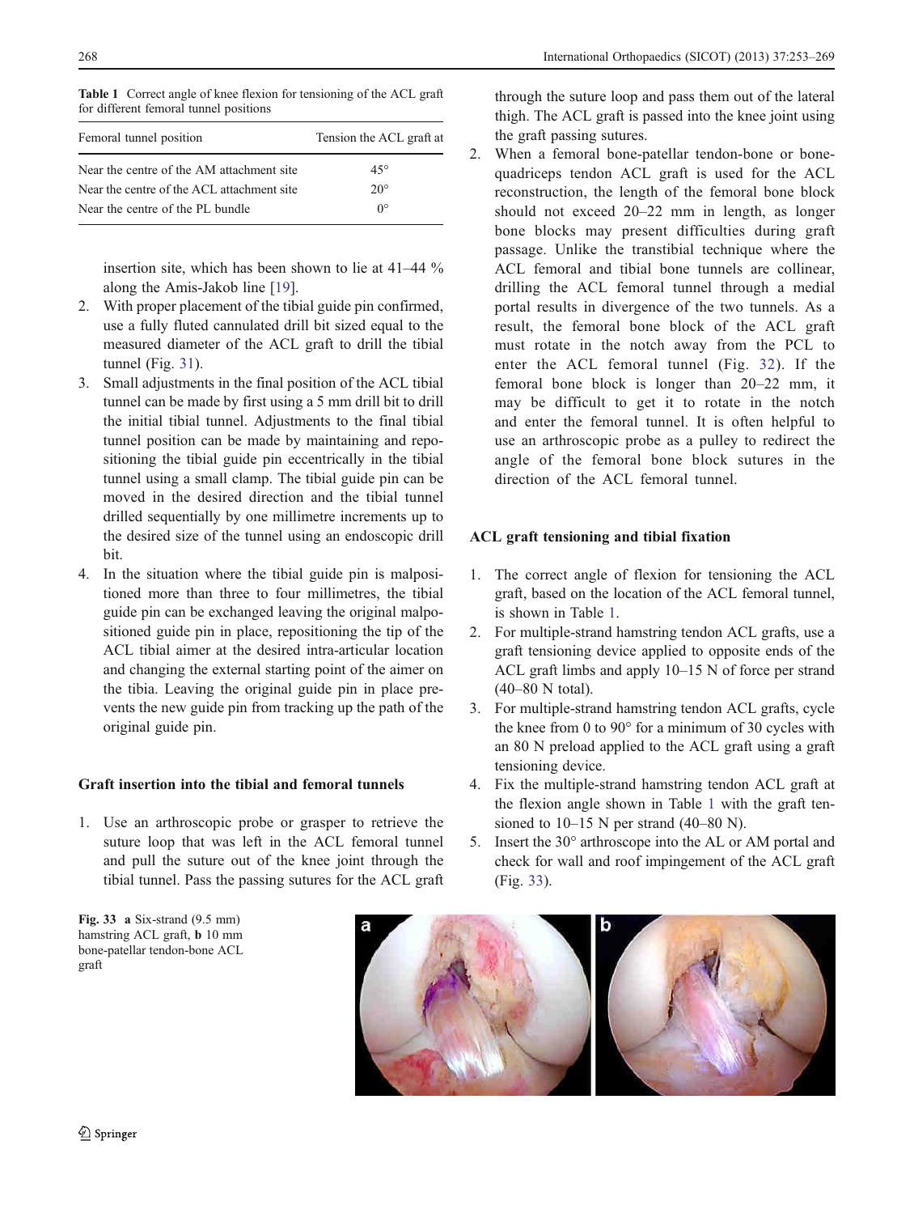**Table 1** Correct angle of knee flexion for tensioning of the ACL graft for different femoral tunnel positions

| Femoral tunnel position | Tension the ACL graft at |
|---|---|
| Near the centre of the AM attachment site | 45° |
| Near the centre of the ACL attachment site | 20° |
| Near the centre of the PL bundle | 0° |

insertion site, which has been shown to lie at 41–44 % along the Amis-Jakob line [19].

2. With proper placement of the tibial guide pin confirmed, use a fully fluted cannulated drill bit sized equal to the measured diameter of the ACL graft to drill the tibial tunnel (Fig. 31).
3. Small adjustments in the final position of the ACL tibial tunnel can be made by first using a 5 mm drill bit to drill the initial tibial tunnel. Adjustments to the final tibial tunnel position can be made by maintaining and repositioning the tibial guide pin eccentrically in the tibial tunnel using a small clamp. The tibial guide pin can be moved in the desired direction and the tibial tunnel drilled sequentially by one millimetre increments up to the desired size of the tunnel using an endoscopic drill bit.
4. In the situation where the tibial guide pin is malpositioned more than three to four millimetres, the tibial guide can be exchanged leaving the original malpositioned guide pin in place, repositioning the tip of the ACL tibial aimer at the desired intra-articular location and changing the external starting point of the aimer on the tibia. Leaving the original guide pin in place prevents the new guide pin from tracking up the path of the original guide pin.

### Graft insertion into the tibial and femoral tunnels

1. Use an arthroscopic probe or grasper to retrieve the suture loop that was left in the ACL femoral tunnel and pull the suture out of the knee joint through the tibial tunnel. Pass the passing sutures for the ACL graft through the suture loop and pass them out of the lateral thigh. The ACL graft is passed into the knee joint using the graft passing sutures.
2. When a femoral bone-patellar tendon-bone or bone-quadriceps tendon ACL graft is used for the ACL reconstruction, the length of the femoral bone block should not exceed 20–22 mm in length, as longer bone blocks may present difficulties during graft passage. Unlike the transtibial technique where the ACL femoral and tibial bone tunnels are collinear, drilling the ACL femoral tunnel through a medial portal results in divergence of the two tunnels. As a result, the femoral bone block of the ACL graft must rotate in the notch away from the PCL to enter the ACL femoral tunnel (Fig. 32). If the femoral bone block is longer than 20–22 mm, it may be difficult to get it to rotate in the notch and enter the femoral tunnel. It is often helpful to use an arthroscopic probe as a pulley to redirect the angle of the femoral bone block sutures in the direction of the ACL femoral tunnel.

### ACL graft tensioning and tibial fixation

1. The correct angle of flexion for tensioning the ACL graft, based on the location of the ACL femoral tunnel, is shown in Table 1.
2. For multiple-strand hamstring tendon ACL grafts, use a graft tensioning device applied to opposite ends of the ACL graft limbs and apply 10–15 N of force per strand (40–80 N total).
3. For multiple-strand hamstring tendon ACL grafts, cycle the knee from 0 to 90° for a minimum of 30 cycles with an 80 N preload applied to the ACL graft using a graft tensioning device.
4. Fix the multiple-strand hamstring tendon ACL graft at the flexion angle shown in Table 1 with the graft tensioned to 10–15 N per strand (40–80 N).
5. Insert the 30° arthroscope into the AL or AM portal and check for wall and roof impingement of the ACL graft (Fig. 33).

**Fig. 33** **a** Six-strand (9.5 mm) hamstring ACL graft, **b** 10 mm bone-patellar tendon-bone ACL graft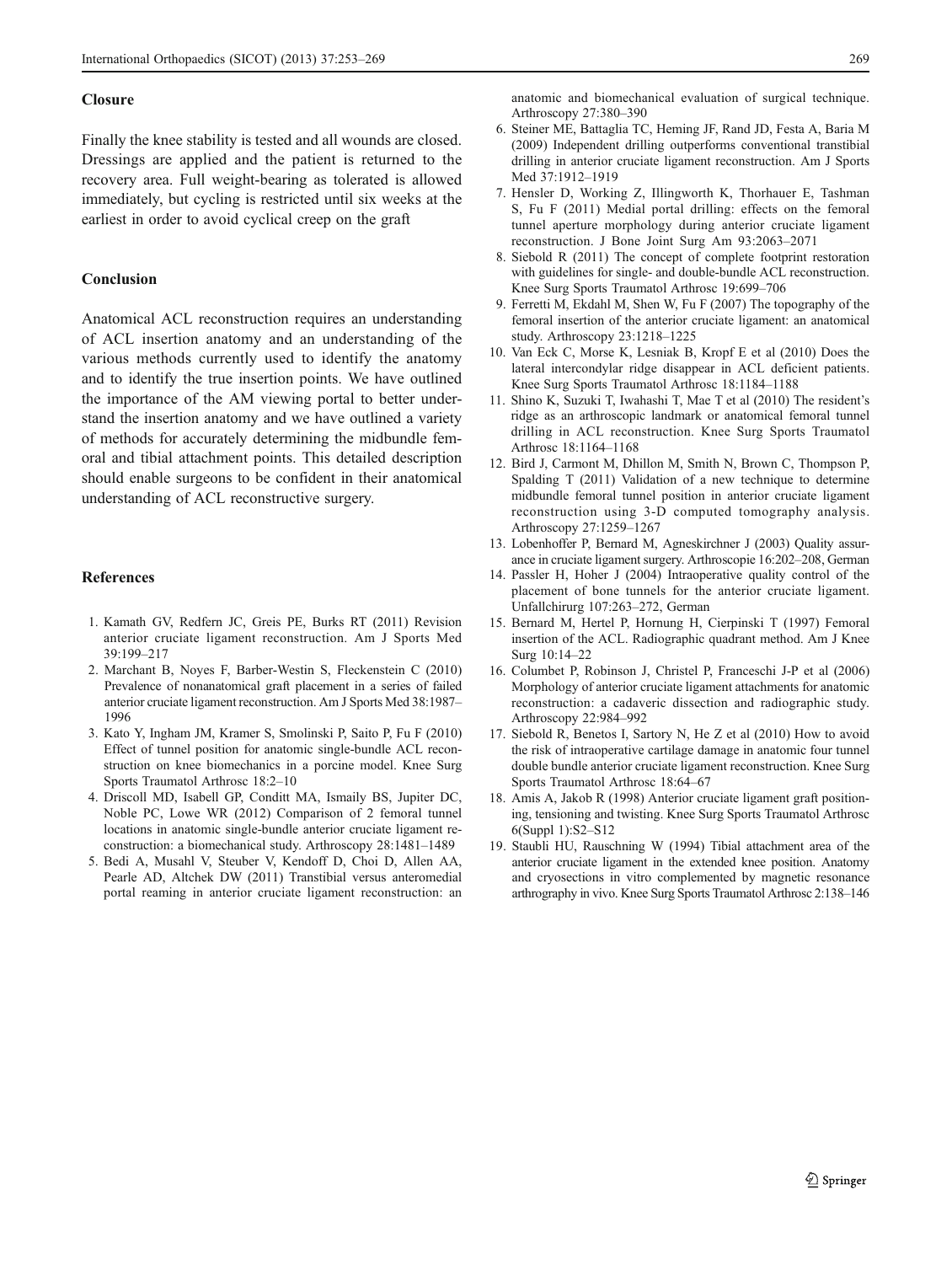### Closure

Finally the knee stability is tested and all wounds are closed. Dressings are applied and the patient is returned to the recovery area. Full weight-bearing as tolerated is allowed immediately, but cycling is restricted until six weeks at the earliest in order to avoid cyclical creep on the graft

### Conclusion

Anatomical ACL reconstruction requires an understanding of ACL insertion anatomy and an understanding of the various methods currently used to identify the anatomy and to identify the true insertion points. We have outlined the importance of the AM viewing portal to better understand the insertion anatomy and we have outlined a variety of methods for accurately determining the midbundle femoral and tibial attachment points. This detailed description should enable surgeons to be confident in their anatomical understanding of ACL reconstructive surgery.

### References

1. Kamath GV, Redfern JC, Greis PE, Burks RT (2011) Revision anterior cruciate ligament reconstruction. Am J Sports Med 39:199–217
2. Marchant B, Noyes F, Barber-Westin S, Fleckenstein C (2010) Prevalence of nonanatomical graft placement in a series of failed anterior cruciate ligament reconstruction. Am J Sports Med 38:1987–1996
3. Kato Y, Ingham JM, Kramer S, Smolinski P, Saito P, Fu F (2010) Effect of tunnel position for anatomic single-bundle ACL reconstruction on knee biomechanics in a porcine model. Knee Surg Sports Traumatol Arthrosc 18:2–10
4. Driscoll MD, Isabell GP, Conditt MA, Ismaily BS, Jupiter DC, Noble PC, Lowe WR (2012) Comparison of 2 femoral tunnel locations in anatomic single-bundle anterior cruciate ligament reconstruction: a biomechanical study. Arthroscopy 28:1481–1489
5. Bedi A, Musahl V, Steuber V, Kendoff D, Choi D, Allen AA, Pearle AD, Altchek DW (2011) Transtibial versus anteromedial portal reaming in anterior cruciate ligament reconstruction: an anatomic and biomechanical evaluation of surgical technique. Arthroscopy 27:380–390
6. Steiner ME, Battaglia TC, Heming JF, Rand JD, Festa A, Baria M (2009) Independent drilling outperforms conventional transtibial drilling in anterior cruciate ligament reconstruction. Am J Sports Med 37:1912–1919
7. Hensler D, Working Z, Illingworth K, Thorhauer E, Tashman S, Fu F (2011) Medial portal drilling: effects on the femoral tunnel aperture morphology during anterior cruciate ligament reconstruction. J Bone Joint Surg Am 93:2063–2071
8. Siebold R (2011) The concept of complete footprint restoration with guidelines for single- and double-bundle ACL reconstruction. Knee Surg Sports Traumatol Arthrosc 19:699–706
9. Ferretti M, Ekdahl M, Shen W, Fu F (2007) The topography of the femoral insertion of the anterior cruciate ligament: an anatomical study. Arthroscopy 23:1218–1225
10. Van Eck C, Morse K, Lesniak B, Kropf E et al (2010) Does the lateral intercondylar ridge disappear in ACL deficient patients. Knee Surg Sports Traumatol Arthrosc 18:1184–1188
11. Shino K, Suzuki T, Iwahashi T, Mae T et al (2010) The resident's ridge as an arthroscopic landmark or anatomical femoral tunnel drilling in ACL reconstruction. Knee Surg Sports Traumatol Arthrosc 18:1164–1168
12. Bird J, Carmont M, Dhillon M, Smith N, Brown C, Thompson P, Spalding T (2011) Validation of a new technique to determine midbundle femoral tunnel position in anterior cruciate ligament reconstruction using 3-D computed tomography analysis. Arthroscopy 27:1259–1267
13. Lobenhoffer P, Bernard M, Agneskirchner J (2003) Quality assurance in cruciate ligament surgery. Arthroscopie 16:202–208, German
14. Passler H, Hoher J (2004) Intraoperative quality control of the placement of bone tunnels for the anterior cruciate ligament. Unfallchirurg 107:263–272, German
15. Bernard M, Hertel P, Hornung H, Cierpinski T (1997) Femoral insertion of the ACL. Radiographic quadrant method. Am J Knee Surg 10:14–22
16. Columbet P, Robinson J, Christel P, Franceschi J-P et al (2006) Morphology of anterior cruciate ligament attachments for anatomic reconstruction: a cadaveric dissection and radiographic study. Arthroscopy 22:984–992
17. Siebold R, Benetos I, Sartory N, He Z et al (2010) How to avoid the risk of intraoperative cartilage damage in anatomic four tunnel double bundle anterior cruciate ligament reconstruction. Knee Surg Sports Traumatol Arthrosc 18:64–67
18. Amis A, Jakob R (1998) Anterior cruciate ligament graft positioning, tensioning and twisting. Knee Surg Sports Traumatol Arthrosc 6(Suppl 1):S2–S12
19. Staubli HU, Rauschning W (1994) Tibial attachment area of the anterior cruciate ligament in the extended knee position. Anatomy and cryosections in vitro complemented by magnetic resonance arthrography in vivo. Knee Surg Sports Traumatol Arthrosc 2:138–146